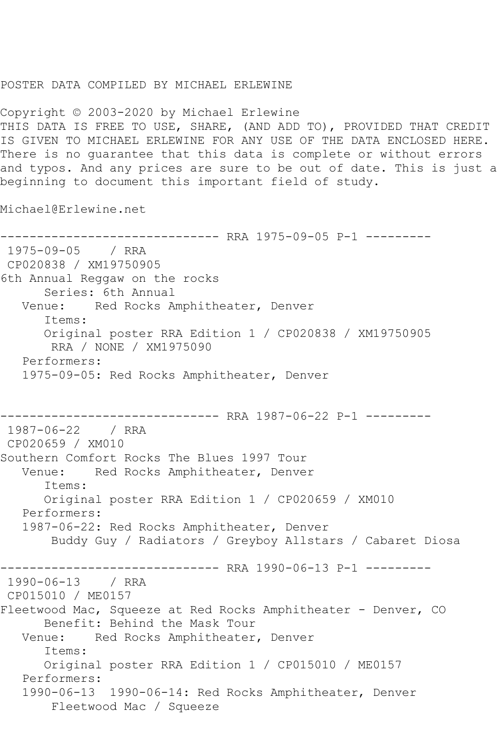POSTER DATA COMPILED BY MICHAEL ERLEWINE

Copyright © 2003-2020 by Michael Erlewine
THIS DATA IS FREE TO USE, SHARE, (AND ADD TO), PROVIDED THAT CREDIT IS GIVEN TO MICHAEL ERLEWINE FOR ANY USE OF THE DATA ENCLOSED HERE. There is no guarantee that this data is complete or without errors and typos. And any prices are sure to be out of date. This is just a beginning to document this important field of study.

Michael@Erlewine.net

```
------------------------------ RRA 1975-09-05 P-1 ---------
 1975-09-05    / RRA
 CP020838 / XM19750905
6th Annual Reggaw on the rocks
      Series: 6th Annual
   Venue:    Red Rocks Amphitheater, Denver
      Items:
      Original poster RRA Edition 1 / CP020838 / XM19750905
       RRA / NONE / XM1975090
   Performers:
   1975-09-05: Red Rocks Amphitheater, Denver


------------------------------ RRA 1987-06-22 P-1 ---------
 1987-06-22    / RRA
 CP020659 / XM010
Southern Comfort Rocks The Blues 1997 Tour
   Venue:    Red Rocks Amphitheater, Denver
      Items:
      Original poster RRA Edition 1 / CP020659 / XM010
   Performers:
   1987-06-22: Red Rocks Amphitheater, Denver
       Buddy Guy / Radiators / Greyboy Allstars / Cabaret Diosa

------------------------------ RRA 1990-06-13 P-1 ---------
 1990-06-13    / RRA
 CP015010 / ME0157
Fleetwood Mac, Squeeze at Red Rocks Amphitheater - Denver, CO
      Benefit: Behind the Mask Tour
   Venue:    Red Rocks Amphitheater, Denver
      Items:
      Original poster RRA Edition 1 / CP015010 / ME0157
   Performers:
   1990-06-13  1990-06-14: Red Rocks Amphitheater, Denver
       Fleetwood Mac / Squeeze
```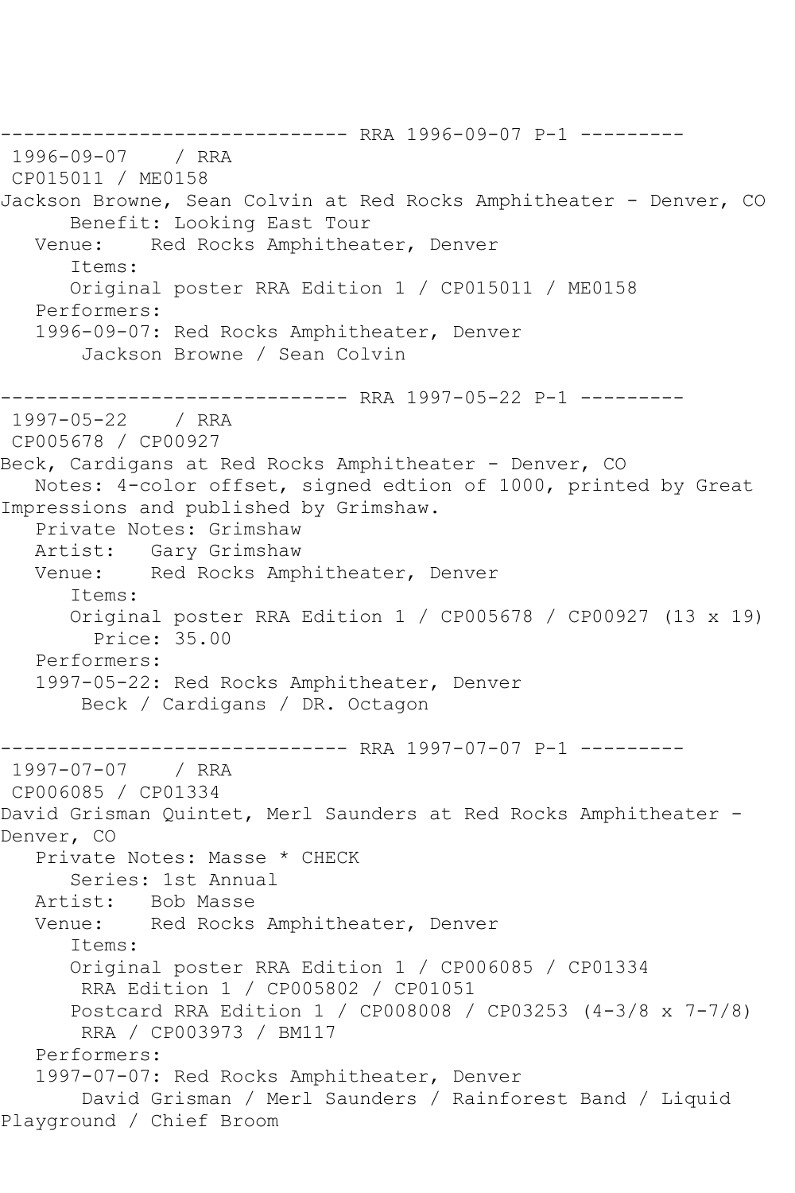------------------------------ RRA 1996-09-07 P-1 ---------

1996-09-07 / RRA

CP015011 / ME0158

Jackson Browne, Sean Colvin at Red Rocks Amphitheater - Denver, CO

Benefit: Looking East Tour

Venue: Red Rocks Amphitheater, Denver

Items:

Original poster RRA Edition 1 / CP015011 / ME0158

Performers:

1996-09-07: Red Rocks Amphitheater, Denver

Jackson Browne / Sean Colvin

------------------------------ RRA 1997-05-22 P-1 ---------

1997-05-22 / RRA

CP005678 / CP00927

Beck, Cardigans at Red Rocks Amphitheater - Denver, CO

Notes: 4-color offset, signed edtion of 1000, printed by Great Impressions and published by Grimshaw.

Private Notes: Grimshaw

Artist: Gary Grimshaw

Venue: Red Rocks Amphitheater, Denver

Items:

Original poster RRA Edition 1 / CP005678 / CP00927 (13 x 19)

Price: 35.00

Performers:

1997-05-22: Red Rocks Amphitheater, Denver

Beck / Cardigans / DR. Octagon

------------------------------ RRA 1997-07-07 P-1 ---------

1997-07-07 / RRA

CP006085 / CP01334

David Grisman Quintet, Merl Saunders at Red Rocks Amphitheater - Denver, CO

Private Notes: Masse * CHECK

Series: 1st Annual

Artist: Bob Masse

Venue: Red Rocks Amphitheater, Denver

Items:

Original poster RRA Edition 1 / CP006085 / CP01334

RRA Edition 1 / CP005802 / CP01051

Postcard RRA Edition 1 / CP008008 / CP03253 (4-3/8 x 7-7/8)

RRA / CP003973 / BM117

Performers:

1997-07-07: Red Rocks Amphitheater, Denver

David Grisman / Merl Saunders / Rainforest Band / Liquid Playground / Chief Broom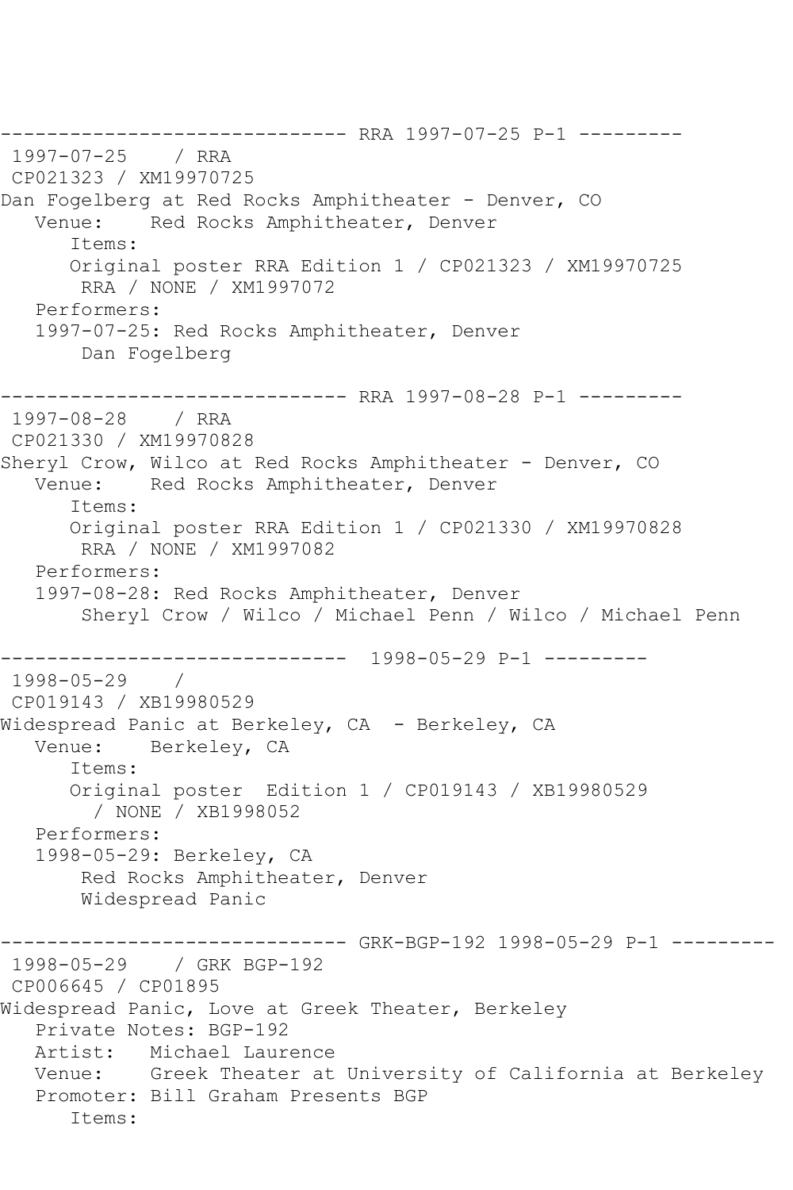```
------------------------------ RRA 1997-07-25 P-1 ---------
 1997-07-25    / RRA
 CP021323 / XM19970725
Dan Fogelberg at Red Rocks Amphitheater - Denver, CO
   Venue:    Red Rocks Amphitheater, Denver
      Items:
      Original poster RRA Edition 1 / CP021323 / XM19970725
       RRA / NONE / XM1997072
   Performers:
   1997-07-25: Red Rocks Amphitheater, Denver
       Dan Fogelberg

------------------------------ RRA 1997-08-28 P-1 ---------
 1997-08-28    / RRA
 CP021330 / XM19970828
Sheryl Crow, Wilco at Red Rocks Amphitheater - Denver, CO
   Venue:    Red Rocks Amphitheater, Denver
      Items:
      Original poster RRA Edition 1 / CP021330 / XM19970828
       RRA / NONE / XM1997082
   Performers:
   1997-08-28: Red Rocks Amphitheater, Denver
       Sheryl Crow / Wilco / Michael Penn / Wilco / Michael Penn

------------------------------  1998-05-29 P-1 ---------
 1998-05-29    /
 CP019143 / XB19980529
Widespread Panic at Berkeley, CA  - Berkeley, CA
   Venue:    Berkeley, CA
      Items:
      Original poster  Edition 1 / CP019143 / XB19980529
        / NONE / XB1998052
   Performers:
   1998-05-29: Berkeley, CA
       Red Rocks Amphitheater, Denver
       Widespread Panic

------------------------------ GRK-BGP-192 1998-05-29 P-1 ---------
 1998-05-29    / GRK BGP-192
 CP006645 / CP01895
Widespread Panic, Love at Greek Theater, Berkeley
   Private Notes: BGP-192
   Artist:   Michael Laurence
   Venue:    Greek Theater at University of California at Berkeley
   Promoter: Bill Graham Presents BGP
      Items:
```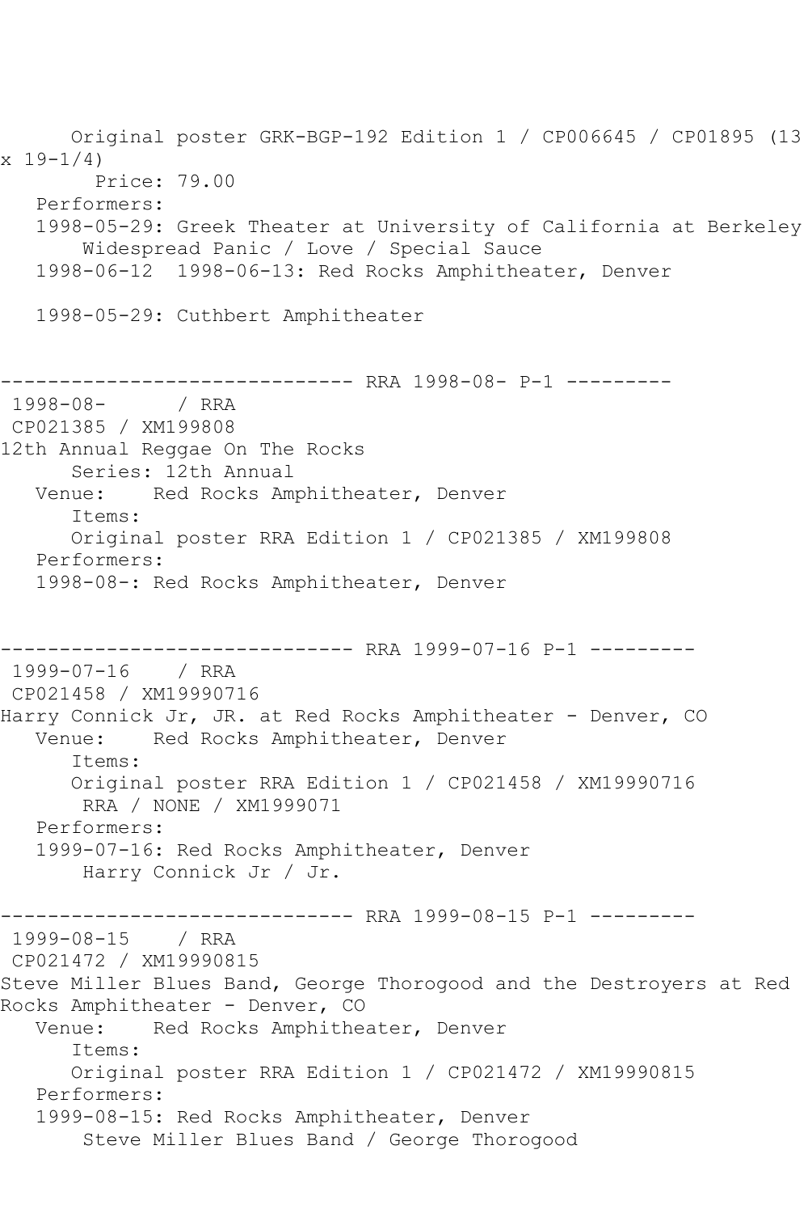Original poster GRK-BGP-192 Edition 1 / CP006645 / CP01895 (13 x 19-1/4)
Price: 79.00
Performers:
1998-05-29: Greek Theater at University of California at Berkeley
Widespread Panic / Love / Special Sauce
1998-06-12 1998-06-13: Red Rocks Amphitheater, Denver

1998-05-29: Cuthbert Amphitheater

------------------------------ RRA 1998-08- P-1 ---------
1998-08- / RRA
CP021385 / XM199808
12th Annual Reggae On The Rocks
Series: 12th Annual
Venue: Red Rocks Amphitheater, Denver
Items:
Original poster RRA Edition 1 / CP021385 / XM199808
Performers:
1998-08-: Red Rocks Amphitheater, Denver

------------------------------ RRA 1999-07-16 P-1 ---------
1999-07-16 / RRA
CP021458 / XM19990716
Harry Connick Jr, JR. at Red Rocks Amphitheater - Denver, CO
Venue: Red Rocks Amphitheater, Denver
Items:
Original poster RRA Edition 1 / CP021458 / XM19990716
RRA / NONE / XM1999071
Performers:
1999-07-16: Red Rocks Amphitheater, Denver
Harry Connick Jr / Jr.

------------------------------ RRA 1999-08-15 P-1 ---------
1999-08-15 / RRA
CP021472 / XM19990815
Steve Miller Blues Band, George Thorogood and the Destroyers at Red Rocks Amphitheater - Denver, CO
Venue: Red Rocks Amphitheater, Denver
Items:
Original poster RRA Edition 1 / CP021472 / XM19990815
Performers:
1999-08-15: Red Rocks Amphitheater, Denver
Steve Miller Blues Band / George Thorogood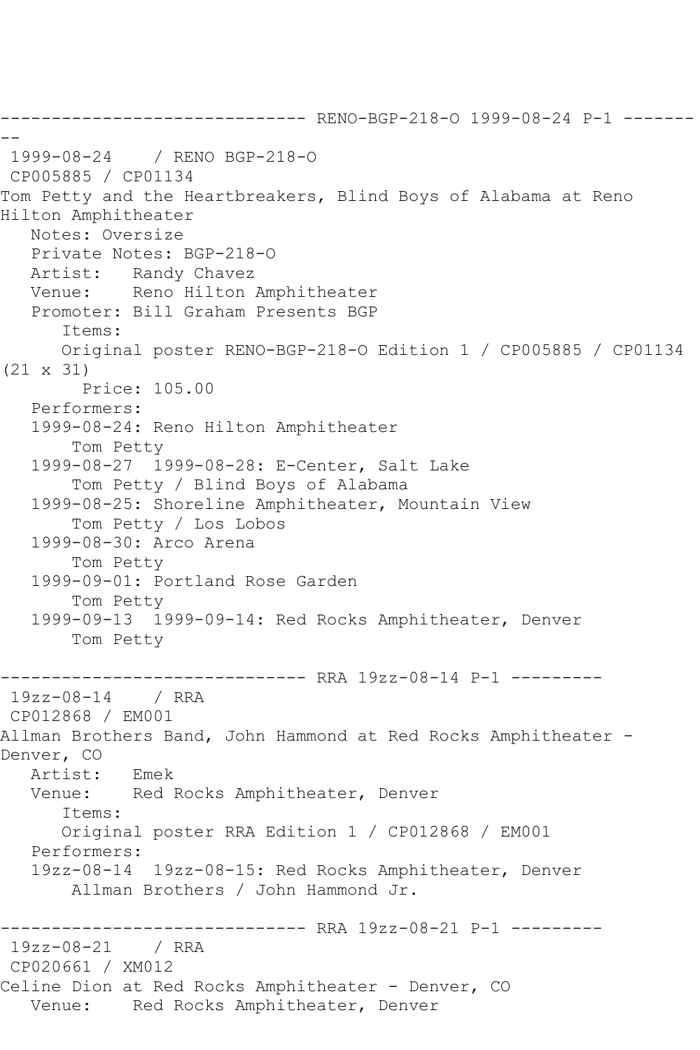------------------------------ RENO-BGP-218-O 1999-08-24 P-1 ---------
--

```
 1999-08-24    / RENO BGP-218-O
 CP005885 / CP01134
Tom Petty and the Heartbreakers, Blind Boys of Alabama at Reno
Hilton Amphitheater
   Notes: Oversize
   Private Notes: BGP-218-O
   Artist:   Randy Chavez
   Venue:    Reno Hilton Amphitheater
   Promoter: Bill Graham Presents BGP
      Items:
      Original poster RENO-BGP-218-O Edition 1 / CP005885 / CP01134
(21 x 31)
        Price: 105.00
   Performers:
   1999-08-24: Reno Hilton Amphitheater
       Tom Petty
   1999-08-27  1999-08-28: E-Center, Salt Lake
       Tom Petty / Blind Boys of Alabama
   1999-08-25: Shoreline Amphitheater, Mountain View
       Tom Petty / Los Lobos
   1999-08-30: Arco Arena
       Tom Petty
   1999-09-01: Portland Rose Garden
       Tom Petty
   1999-09-13  1999-09-14: Red Rocks Amphitheater, Denver
       Tom Petty
```

------------------------------ RRA 19zz-08-14 P-1 ---------

```
 19zz-08-14    / RRA
 CP012868 / EM001
Allman Brothers Band, John Hammond at Red Rocks Amphitheater -
Denver, CO
   Artist:   Emek
   Venue:    Red Rocks Amphitheater, Denver
      Items:
      Original poster RRA Edition 1 / CP012868 / EM001
   Performers:
   19zz-08-14  19zz-08-15: Red Rocks Amphitheater, Denver
       Allman Brothers / John Hammond Jr.
```

------------------------------ RRA 19zz-08-21 P-1 ---------

```
 19zz-08-21    / RRA
 CP020661 / XM012
Celine Dion at Red Rocks Amphitheater - Denver, CO
   Venue:    Red Rocks Amphitheater, Denver
```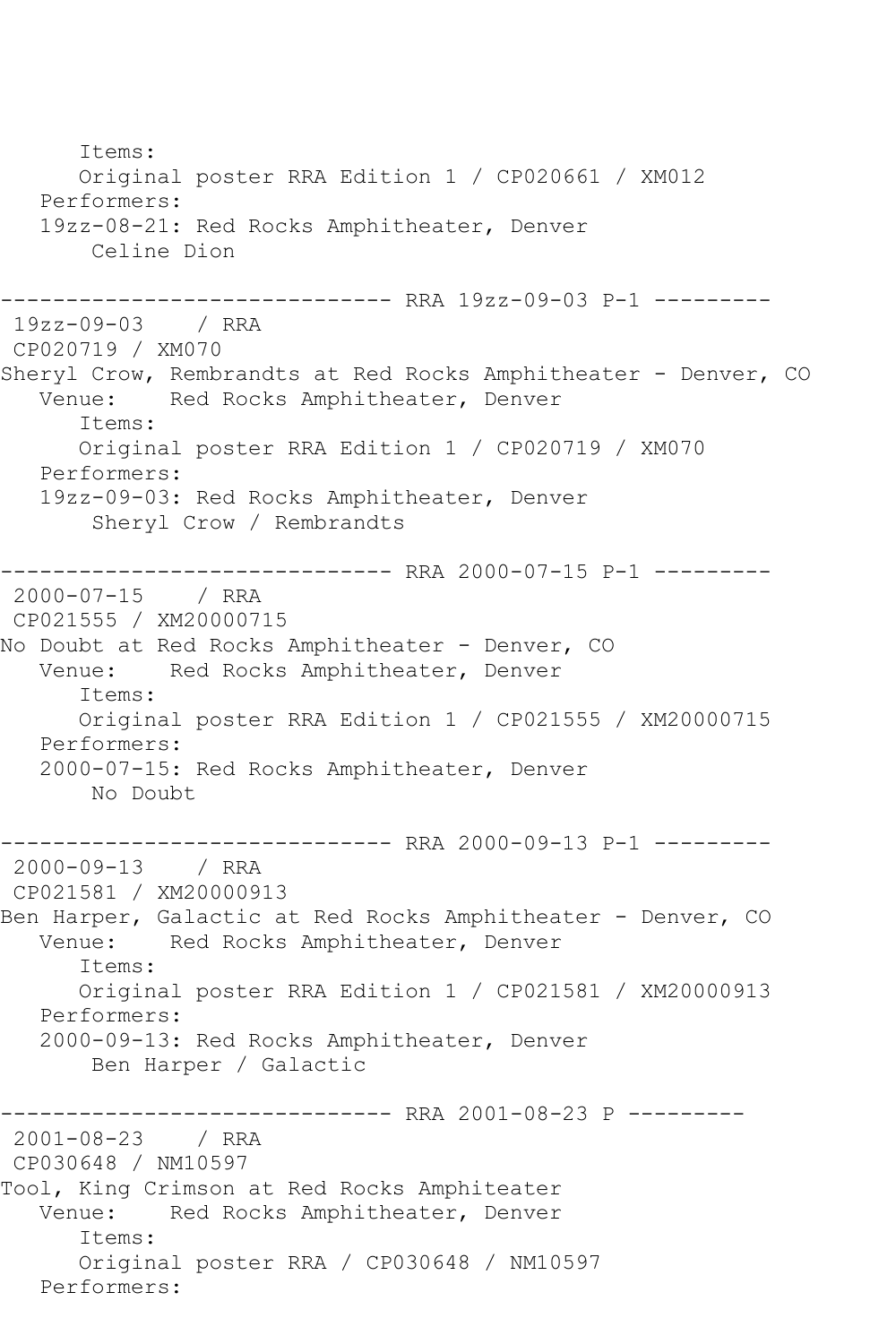```
      Items:
      Original poster RRA Edition 1 / CP020661 / XM012
   Performers:
   19zz-08-21: Red Rocks Amphitheater, Denver
       Celine Dion

------------------------------ RRA 19zz-09-03 P-1 ---------
 19zz-09-03    / RRA
 CP020719 / XM070
Sheryl Crow, Rembrandts at Red Rocks Amphitheater - Denver, CO
   Venue:    Red Rocks Amphitheater, Denver
      Items:
      Original poster RRA Edition 1 / CP020719 / XM070
   Performers:
   19zz-09-03: Red Rocks Amphitheater, Denver
       Sheryl Crow / Rembrandts

------------------------------ RRA 2000-07-15 P-1 ---------
 2000-07-15    / RRA
 CP021555 / XM20000715
No Doubt at Red Rocks Amphitheater - Denver, CO
   Venue:    Red Rocks Amphitheater, Denver
      Items:
      Original poster RRA Edition 1 / CP021555 / XM20000715
   Performers:
   2000-07-15: Red Rocks Amphitheater, Denver
       No Doubt

------------------------------ RRA 2000-09-13 P-1 ---------
 2000-09-13    / RRA
 CP021581 / XM20000913
Ben Harper, Galactic at Red Rocks Amphitheater - Denver, CO
   Venue:    Red Rocks Amphitheater, Denver
      Items:
      Original poster RRA Edition 1 / CP021581 / XM20000913
   Performers:
   2000-09-13: Red Rocks Amphitheater, Denver
       Ben Harper / Galactic

------------------------------ RRA 2001-08-23 P ---------
 2001-08-23    / RRA
 CP030648 / NM10597
Tool, King Crimson at Red Rocks Amphiteater
   Venue:    Red Rocks Amphitheater, Denver
      Items:
      Original poster RRA / CP030648 / NM10597
   Performers:
```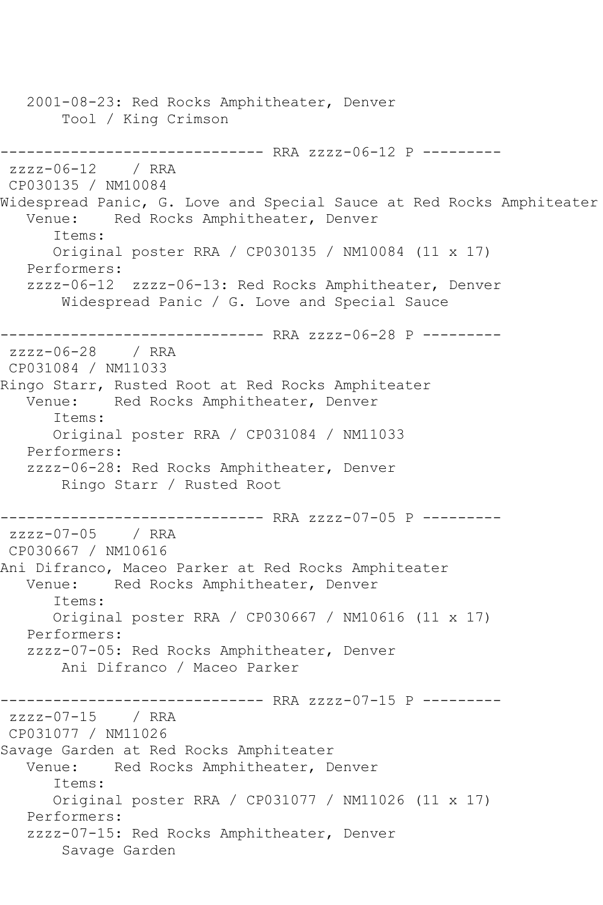2001-08-23: Red Rocks Amphitheater, Denver
Tool / King Crimson

------------------------------ RRA zzzz-06-12 P ---------

zzzz-06-12 / RRA
CP030135 / NM10084
Widespread Panic, G. Love and Special Sauce at Red Rocks Amphiteater
Venue: Red Rocks Amphitheater, Denver
Items:
Original poster RRA / CP030135 / NM10084 (11 x 17)
Performers:
zzzz-06-12 zzzz-06-13: Red Rocks Amphitheater, Denver
Widespread Panic / G. Love and Special Sauce

------------------------------ RRA zzzz-06-28 P ---------

zzzz-06-28 / RRA
CP031084 / NM11033
Ringo Starr, Rusted Root at Red Rocks Amphiteater
Venue: Red Rocks Amphitheater, Denver
Items:
Original poster RRA / CP031084 / NM11033
Performers:
zzzz-06-28: Red Rocks Amphitheater, Denver
Ringo Starr / Rusted Root

------------------------------ RRA zzzz-07-05 P ---------

zzzz-07-05 / RRA
CP030667 / NM10616
Ani Difranco, Maceo Parker at Red Rocks Amphiteater
Venue: Red Rocks Amphitheater, Denver
Items:
Original poster RRA / CP030667 / NM10616 (11 x 17)
Performers:
zzzz-07-05: Red Rocks Amphitheater, Denver
Ani Difranco / Maceo Parker

------------------------------ RRA zzzz-07-15 P ---------

zzzz-07-15 / RRA
CP031077 / NM11026
Savage Garden at Red Rocks Amphiteater
Venue: Red Rocks Amphitheater, Denver
Items:
Original poster RRA / CP031077 / NM11026 (11 x 17)
Performers:
zzzz-07-15: Red Rocks Amphitheater, Denver
Savage Garden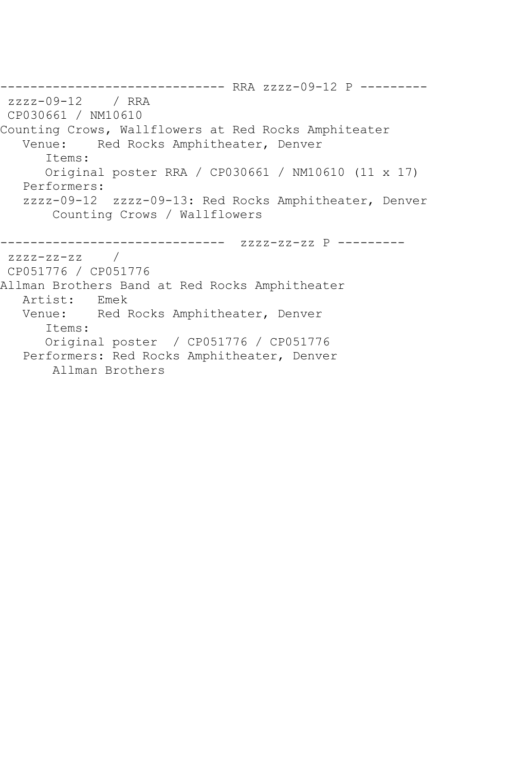```
------------------------------ RRA zzzz-09-12 P ---------
 zzzz-09-12    / RRA
 CP030661 / NM10610
Counting Crows, Wallflowers at Red Rocks Amphiteater
   Venue:    Red Rocks Amphitheater, Denver
      Items:
      Original poster RRA / CP030661 / NM10610 (11 x 17)
   Performers:
   zzzz-09-12  zzzz-09-13: Red Rocks Amphitheater, Denver
       Counting Crows / Wallflowers

------------------------------  zzzz-zz-zz P ---------
 zzzz-zz-zz    /
 CP051776 / CP051776
Allman Brothers Band at Red Rocks Amphitheater
   Artist:   Emek
   Venue:    Red Rocks Amphitheater, Denver
      Items:
      Original poster  / CP051776 / CP051776
   Performers: Red Rocks Amphitheater, Denver
       Allman Brothers
```